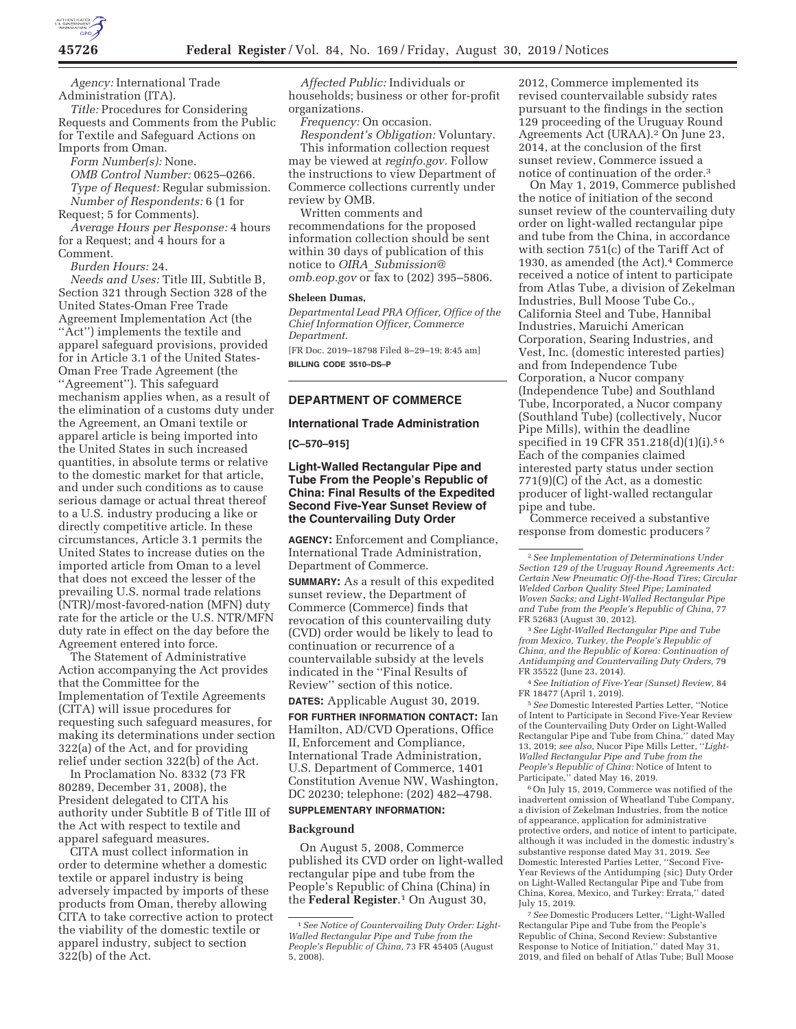*Agency:* International Trade Administration (ITA).

*Title:* Procedures for Considering Requests and Comments from the Public for Textile and Safeguard Actions on Imports from Oman.

*Form Number(s):* None.

*OMB Control Number:* 0625–0266.

*Type of Request:* Regular submission.

*Number of Respondents:* 6 (1 for Request; 5 for Comments).

*Average Hours per Response:* 4 hours for a Request; and 4 hours for a Comment.

*Burden Hours:* 24.

*Needs and Uses:* Title III, Subtitle B, Section 321 through Section 328 of the United States-Oman Free Trade Agreement Implementation Act (the ''Act'') implements the textile and apparel safeguard provisions, provided for in Article 3.1 of the United States-Oman Free Trade Agreement (the ''Agreement''). This safeguard mechanism applies when, as a result of the elimination of a customs duty under the Agreement, an Omani textile or apparel article is being imported into the United States in such increased quantities, in absolute terms or relative to the domestic market for that article, and under such conditions as to cause serious damage or actual threat thereof to a U.S. industry producing a like or directly competitive article. In these circumstances, Article 3.1 permits the United States to increase duties on the imported article from Oman to a level that does not exceed the lesser of the prevailing U.S. normal trade relations (NTR)/most-favored-nation (MFN) duty rate for the article or the U.S. NTR/MFN duty rate in effect on the day before the Agreement entered into force.

The Statement of Administrative Action accompanying the Act provides that the Committee for the Implementation of Textile Agreements (CITA) will issue procedures for requesting such safeguard measures, for making its determinations under section 322(a) of the Act, and for providing relief under section 322(b) of the Act.

In Proclamation No. 8332 (73 FR 80289, December 31, 2008), the President delegated to CITA his authority under Subtitle B of Title III of the Act with respect to textile and apparel safeguard measures.

CITA must collect information in order to determine whether a domestic textile or apparel industry is being adversely impacted by imports of these products from Oman, thereby allowing CITA to take corrective action to protect the viability of the domestic textile or apparel industry, subject to section 322(b) of the Act.

*Affected Public:* Individuals or households; business or other for-profit organizations.

*Frequency:* On occasion.

*Respondent's Obligation:* Voluntary.

This information collection request may be viewed at *reginfo.gov*. Follow the instructions to view Department of Commerce collections currently under review by OMB.

Written comments and recommendations for the proposed information collection should be sent within 30 days of publication of this notice to *OIRA_Submission@omb.eop.gov* or fax to (202) 395–5806.

**Sheleen Dumas,**

*Departmental Lead PRA Officer, Office of the Chief Information Officer, Commerce Department.*

[FR Doc. 2019–18798 Filed 8–29–19; 8:45 am]

**BILLING CODE 3510–DS–P**

## DEPARTMENT OF COMMERCE

### International Trade Administration

**[C–570–915]**

### Light-Walled Rectangular Pipe and Tube From the People's Republic of China: Final Results of the Expedited Second Five-Year Sunset Review of the Countervailing Duty Order

**AGENCY:** Enforcement and Compliance, International Trade Administration, Department of Commerce.

**SUMMARY:** As a result of this expedited sunset review, the Department of Commerce (Commerce) finds that revocation of this countervailing duty (CVD) order would be likely to lead to continuation or recurrence of a countervailable subsidy at the levels indicated in the ''Final Results of Review'' section of this notice.

**DATES:** Applicable August 30, 2019.

**FOR FURTHER INFORMATION CONTACT:** Ian Hamilton, AD/CVD Operations, Office II, Enforcement and Compliance, International Trade Administration, U.S. Department of Commerce, 1401 Constitution Avenue NW, Washington, DC 20230; telephone: (202) 482–4798.

**SUPPLEMENTARY INFORMATION:**

#### Background

On August 5, 2008, Commerce published its CVD order on light-walled rectangular pipe and tube from the People's Republic of China (China) in the **Federal Register**.[1] On August 30, 2012, Commerce implemented its revised countervailable subsidy rates pursuant to the findings in the section 129 proceeding of the Uruguay Round Agreements Act (URAA).[2] On June 23, 2014, at the conclusion of the first sunset review, Commerce issued a notice of continuation of the order.[3]

On May 1, 2019, Commerce published the notice of initiation of the second sunset review of the countervailing duty order on light-walled rectangular pipe and tube from the China, in accordance with section 751(c) of the Tariff Act of 1930, as amended (the Act).[4] Commerce received a notice of intent to participate from Atlas Tube, a division of Zekelman Industries, Bull Moose Tube Co., California Steel and Tube, Hannibal Industries, Maruichi American Corporation, Searing Industries, and Vest, Inc. (domestic interested parties) and from Independence Tube Corporation, a Nucor company (Independence Tube) and Southland Tube, Incorporated, a Nucor company (Southland Tube) (collectively, Nucor Pipe Mills), within the deadline specified in 19 CFR 351.218(d)(1)(i).[5] [6] Each of the companies claimed interested party status under section 771(9)(C) of the Act, as a domestic producer of light-walled rectangular pipe and tube.

Commerce received a substantive response from domestic producers[7]

[1] *See Notice of Countervailing Duty Order: Light-Walled Rectangular Pipe and Tube from the People's Republic of China,* 73 FR 45405 (August 5, 2008).

[2] *See Implementation of Determinations Under Section 129 of the Uruguay Round Agreements Act: Certain New Pneumatic Off-the-Road Tires; Circular Welded Carbon Quality Steel Pipe; Laminated Woven Sacks; and Light-Walled Rectangular Pipe and Tube from the People's Republic of China,* 77 FR 52683 (August 30, 2012).

[3] *See Light-Walled Rectangular Pipe and Tube from Mexico, Turkey, the People's Republic of China, and the Republic of Korea: Continuation of Antidumping and Countervailing Duty Orders,* 79 FR 35522 (June 23, 2014).

[4] *See Initiation of Five-Year (Sunset) Review,* 84 FR 18477 (April 1, 2019).

[5] *See* Domestic Interested Parties Letter, ''Notice of Intent to Participate in Second Five-Year Review of the Countervailing Duty Order on Light-Walled Rectangular Pipe and Tube from China,'' dated May 13, 2019; *see also,* Nucor Pipe Mills Letter, ''*Light-Walled Rectangular Pipe and Tube from the People's Republic of China:* Notice of Intent to Participate,'' dated May 16, 2019.

[6] On July 15, 2019, Commerce was notified of the inadvertent omission of Wheatland Tube Company, a division of Zekelman Industries, from the notice of appearance, application for administrative protective orders, and notice of intent to participate, although it was included in the domestic industry's substantive response dated May 31, 2019. *See* Domestic Interested Parties Letter, ''Second Five-Year Reviews of the Antidumping {sic} Duty Order on Light-Walled Rectangular Pipe and Tube from China, Korea, Mexico, and Turkey: Errata,'' dated July 15, 2019.

[7] *See* Domestic Producers Letter, ''Light-Walled Rectangular Pipe and Tube from the People's Republic of China, Second Review: Substantive Response to Notice of Initiation,'' dated May 31, 2019, and filed on behalf of Atlas Tube; Bull Moose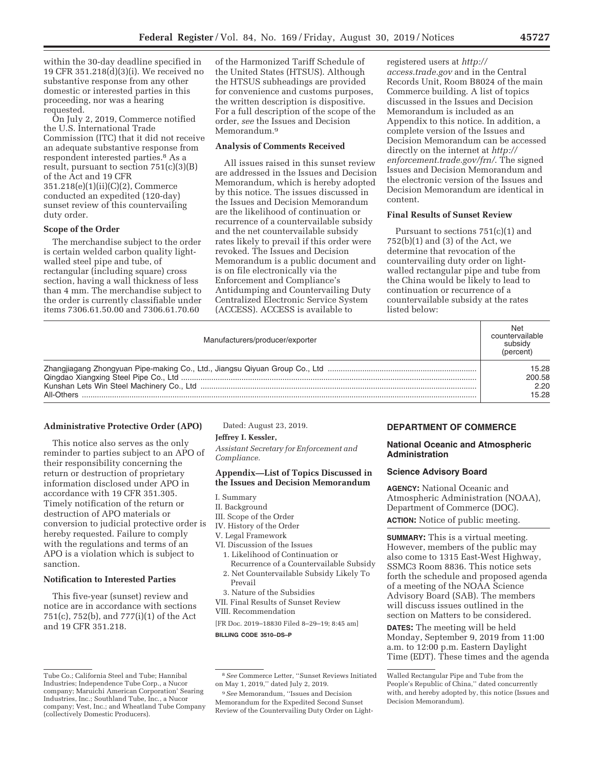within the 30-day deadline specified in 19 CFR 351.218(d)(3)(i). We received no substantive response from any other domestic or interested parties in this proceeding, nor was a hearing requested.

On July 2, 2019, Commerce notified the U.S. International Trade Commission (ITC) that it did not receive an adequate substantive response from respondent interested parties.[8] As a result, pursuant to section 751(c)(3)(B) of the Act and 19 CFR 351.218(e)(1)(ii)(C)(2), Commerce conducted an expedited (120-day) sunset review of this countervailing duty order.

### Scope of the Order

The merchandise subject to the order is certain welded carbon quality light-walled steel pipe and tube, of rectangular (including square) cross section, having a wall thickness of less than 4 mm. The merchandise subject to the order is currently classifiable under items 7306.61.50.00 and 7306.61.70.60 of the Harmonized Tariff Schedule of the United States (HTSUS). Although the HTSUS subheadings are provided for convenience and customs purposes, the written description is dispositive. For a full description of the scope of the order, *see* the Issues and Decision Memorandum.[9]

### Analysis of Comments Received

All issues raised in this sunset review are addressed in the Issues and Decision Memorandum, which is hereby adopted by this notice. The issues discussed in the Issues and Decision Memorandum are the likelihood of continuation or recurrence of a countervailable subsidy and the net countervailable subsidy rates likely to prevail if this order were revoked. The Issues and Decision Memorandum is a public document and is on file electronically via the Enforcement and Compliance's Antidumping and Countervailing Duty Centralized Electronic Service System (ACCESS). ACCESS is available to registered users at *http://access.trade.gov* and in the Central Records Unit, Room B8024 of the main Commerce building. A list of topics discussed in the Issues and Decision Memorandum is included as an Appendix to this notice. In addition, a complete version of the Issues and Decision Memorandum can be accessed directly on the internet at *http://enforcement.trade.gov/frn/*. The signed Issues and Decision Memorandum and the electronic version of the Issues and Decision Memorandum are identical in content.

### Final Results of Sunset Review

Pursuant to sections 751(c)(1) and 752(b)(1) and (3) of the Act, we determine that revocation of the countervailing duty order on light-walled rectangular pipe and tube from the China would be likely to lead to continuation or recurrence of a countervailable subsidy at the rates listed below:

| Manufacturers/producer/exporter | Net countervailable subsidy (percent) |
|---|---|
| Zhangjiagang Zhongyuan Pipe-making Co., Ltd., Jiangsu Qiyuan Group Co., Ltd | 15.28 |
| Qingdao Xiangxing Steel Pipe Co., Ltd | 200.58 |
| Kunshan Lets Win Steel Machinery Co., Ltd | 2.20 |
| All-Others | 15.28 |

### Administrative Protective Order (APO)

This notice also serves as the only reminder to parties subject to an APO of their responsibility concerning the return or destruction of proprietary information disclosed under APO in accordance with 19 CFR 351.305. Timely notification of the return or destruction of APO materials or conversion to judicial protective order is hereby requested. Failure to comply with the regulations and terms of an APO is a violation which is subject to sanction.

### Notification to Interested Parties

This five-year (sunset) review and notice are in accordance with sections 751(c), 752(b), and 777(i)(1) of the Act and 19 CFR 351.218.

Dated: August 23, 2019.

**Jeffrey I. Kessler,**

*Assistant Secretary for Enforcement and Compliance.*

### Appendix—List of Topics Discussed in the Issues and Decision Memorandum

I. Summary
II. Background
III. Scope of the Order
IV. History of the Order
V. Legal Framework
VI. Discussion of the Issues
  1. Likelihood of Continuation or Recurrence of a Countervailable Subsidy
  2. Net Countervailable Subsidy Likely To Prevail
  3. Nature of the Subsidies
VII. Final Results of Sunset Review
VIII. Recommendation

[FR Doc. 2019–18830 Filed 8–29–19; 8:45 am]

**BILLING CODE 3510–DS–P**

---

Tube Co.; California Steel and Tube; Hannibal Industries; Independence Tube Corp., a Nucor company; Maruichi American Corporation' Searing Industries, Inc.; Southland Tube, Inc., a Nucor company; Vest, Inc.; and Wheatland Tube Company (collectively Domestic Producers).

[8] *See* Commerce Letter, ''Sunset Reviews Initiated on May 1, 2019,'' dated July 2, 2019.

[9] *See* Memorandum, ''Issues and Decision Memorandum for the Expedited Second Sunset Review of the Countervailing Duty Order on Light-Walled Rectangular Pipe and Tube from the People's Republic of China,'' dated concurrently with, and hereby adopted by, this notice (Issues and Decision Memorandum).

---

## DEPARTMENT OF COMMERCE

## National Oceanic and Atmospheric Administration

## Science Advisory Board

**AGENCY:** National Oceanic and Atmospheric Administration (NOAA), Department of Commerce (DOC).

**ACTION:** Notice of public meeting.

**SUMMARY:** This is a virtual meeting. However, members of the public may also come to 1315 East-West Highway, SSMC3 Room 8836. This notice sets forth the schedule and proposed agenda of a meeting of the NOAA Science Advisory Board (SAB). The members will discuss issues outlined in the section on Matters to be considered.

**DATES:** The meeting will be held Monday, September 9, 2019 from 11:00 a.m. to 12:00 p.m. Eastern Daylight Time (EDT). These times and the agenda